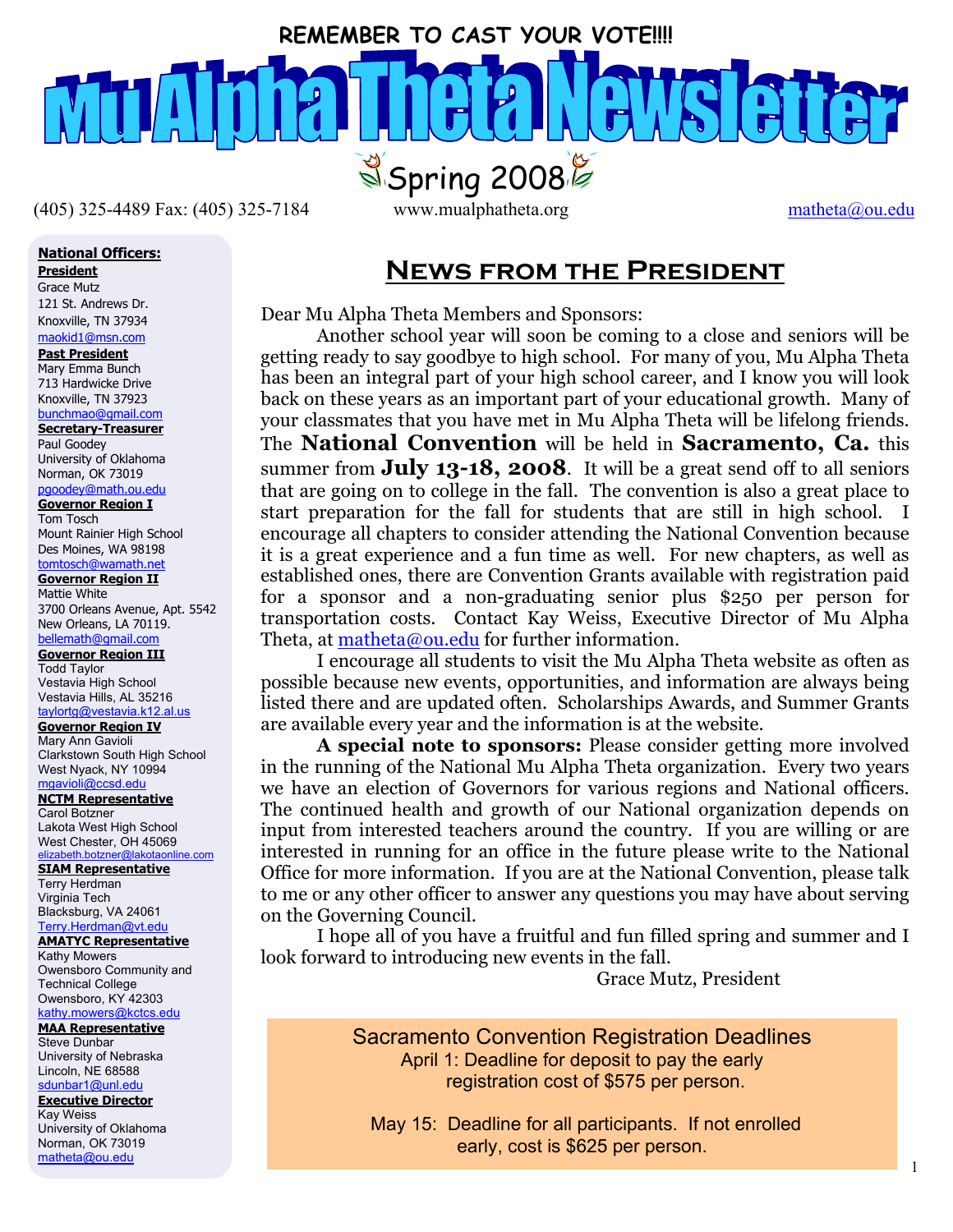REMEMBER TO CAST YOUR VOTE!!!!

# Mu Alpha Theta Newsletter

Spring 2008

(405) 325-4489 Fax: (405) 325-7184 www.mualphatheta.org matheta@ou.edu

## News from the President

Dear Mu Alpha Theta Members and Sponsors:

Another school year will soon be coming to a close and seniors will be getting ready to say goodbye to high school. For many of you, Mu Alpha Theta has been an integral part of your high school career, and I know you will look back on these years as an important part of your educational growth. Many of your classmates that you have met in Mu Alpha Theta will be lifelong friends. The **National Convention** will be held in **Sacramento, Ca.** this summer from **July 13-18, 2008**. It will be a great send off to all seniors that are going on to college in the fall. The convention is also a great place to start preparation for the fall for students that are still in high school. I encourage all chapters to consider attending the National Convention because it is a great experience and a fun time as well. For new chapters, as well as established ones, there are Convention Grants available with registration paid for a sponsor and a non-graduating senior plus $250 per person for transportation costs. Contact Kay Weiss, Executive Director of Mu Alpha Theta, at matheta@ou.edu for further information.

I encourage all students to visit the Mu Alpha Theta website as often as possible because new events, opportunities, and information are always being listed there and are updated often. Scholarships Awards, and Summer Grants are available every year and the information is at the website.

**A special note to sponsors:** Please consider getting more involved in the running of the National Mu Alpha Theta organization. Every two years we have an election of Governors for various regions and National officers. The continued health and growth of our National organization depends on input from interested teachers around the country. If you are willing or are interested in running for an office in the future please write to the National Office for more information. If you are at the National Convention, please talk to me or any other officer to answer any questions you may have about serving on the Governing Council.

I hope all of you have a fruitful and fun filled spring and summer and I look forward to introducing new events in the fall.

Grace Mutz, President

### Sacramento Convention Registration Deadlines

April 1: Deadline for deposit to pay the early registration cost of $575 per person.

May 15: Deadline for all participants. If not enrolled early, cost is $625 per person.

## National Officers:

**President**
Grace Mutz
121 St. Andrews Dr.
Knoxville, TN 37934
maokid1@msn.com

**Past President**
Mary Emma Bunch
713 Hardwicke Drive
Knoxville, TN 37923
bunchmao@gmail.com

**Secretary-Treasurer**
Paul Goodey
University of Oklahoma
Norman, OK 73019
pgoodey@math.ou.edu

**Governor Region I**
Tom Tosch
Mount Rainier High School
Des Moines, WA 98198
tomtosch@wamath.net

**Governor Region II**
Mattie White
3700 Orleans Avenue, Apt. 5542
New Orleans, LA 70119.
bellemath@gmail.com

**Governor Region III**
Todd Taylor
Vestavia High School
Vestavia Hills, AL 35216
taylortg@vestavia.k12.al.us

**Governor Region IV**
Mary Ann Gavioli
Clarkstown South High School
West Nyack, NY 10994
mgavioli@ccsd.edu

**NCTM Representative**
Carol Botzner
Lakota West High School
West Chester, OH 45069
elizabeth.botzner@lakotaonline.com

**SIAM Representative**
Terry Herdman
Virginia Tech
Blacksburg, VA 24061
Terry.Herdman@vt.edu

**AMATYC Representative**
Kathy Mowers
Owensboro Community and Technical College
Owensboro, KY 42303
kathy.mowers@kctcs.edu

**MAA Representative**
Steve Dunbar
University of Nebraska
Lincoln, NE 68588
sdunbar1@unl.edu

**Executive Director**
Kay Weiss
University of Oklahoma
Norman, OK 73019
matheta@ou.edu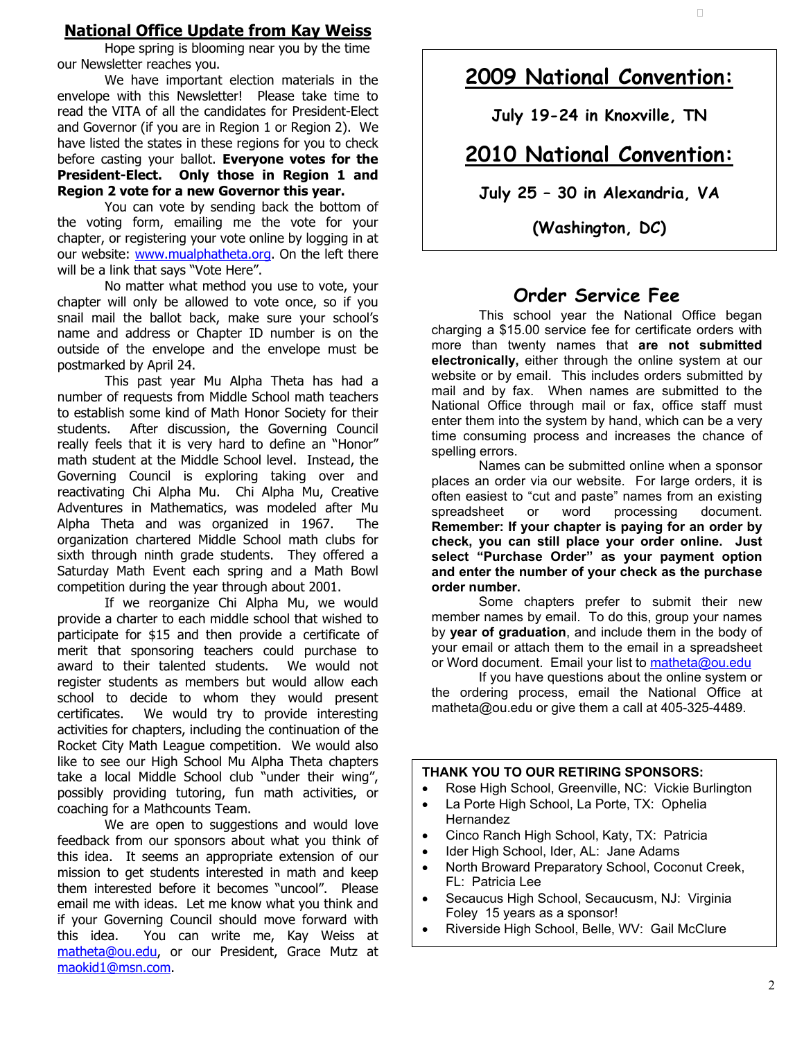## National Office Update from Kay Weiss

Hope spring is blooming near you by the time our Newsletter reaches you.

We have important election materials in the envelope with this Newsletter! Please take time to read the VITA of all the candidates for President-Elect and Governor (if you are in Region 1 or Region 2). We have listed the states in these regions for you to check before casting your ballot. **Everyone votes for the President-Elect. Only those in Region 1 and Region 2 vote for a new Governor this year.**

You can vote by sending back the bottom of the voting form, emailing me the vote for your chapter, or registering your vote online by logging in at our website: www.mualphatheta.org. On the left there will be a link that says "Vote Here".

No matter what method you use to vote, your chapter will only be allowed to vote once, so if you snail mail the ballot back, make sure your school's name and address or Chapter ID number is on the outside of the envelope and the envelope must be postmarked by April 24.

This past year Mu Alpha Theta has had a number of requests from Middle School math teachers to establish some kind of Math Honor Society for their students. After discussion, the Governing Council really feels that it is very hard to define an "Honor" math student at the Middle School level. Instead, the Governing Council is exploring taking over and reactivating Chi Alpha Mu. Chi Alpha Mu, Creative Adventures in Mathematics, was modeled after Mu Alpha Theta and was organized in 1967. The organization chartered Middle School math clubs for sixth through ninth grade students. They offered a Saturday Math Event each spring and a Math Bowl competition during the year through about 2001.

If we reorganize Chi Alpha Mu, we would provide a charter to each middle school that wished to participate for $15 and then provide a certificate of merit that sponsoring teachers could purchase to award to their talented students. We would not register students as members but would allow each school to decide to whom they would present certificates. We would try to provide interesting activities for chapters, including the continuation of the Rocket City Math League competition. We would also like to see our High School Mu Alpha Theta chapters take a local Middle School club "under their wing", possibly providing tutoring, fun math activities, or coaching for a Mathcounts Team.

We are open to suggestions and would love feedback from our sponsors about what you think of this idea. It seems an appropriate extension of our mission to get students interested in math and keep them interested before it becomes "uncool". Please email me with ideas. Let me know what you think and if your Governing Council should move forward with this idea. You can write me, Kay Weiss at matheta@ou.edu, or our President, Grace Mutz at maokid1@msn.com.

## 2009 National Convention:

**July 19-24 in Knoxville, TN**

## 2010 National Convention:

**July 25 – 30 in Alexandria, VA**

**(Washington, DC)**

## Order Service Fee

This school year the National Office began charging a $15.00 service fee for certificate orders with more than twenty names that **are not submitted electronically,** either through the online system at our website or by email. This includes orders submitted by mail and by fax. When names are submitted to the National Office through mail or fax, office staff must enter them into the system by hand, which can be a very time consuming process and increases the chance of spelling errors.

Names can be submitted online when a sponsor places an order via our website. For large orders, it is often easiest to "cut and paste" names from an existing spreadsheet or word processing document. **Remember: If your chapter is paying for an order by check, you can still place your order online. Just select "Purchase Order" as your payment option and enter the number of your check as the purchase order number.**

Some chapters prefer to submit their new member names by email. To do this, group your names by **year of graduation**, and include them in the body of your email or attach them to the email in a spreadsheet or Word document. Email your list to matheta@ou.edu

If you have questions about the online system or the ordering process, email the National Office at matheta@ou.edu or give them a call at 405-325-4489.

**THANK YOU TO OUR RETIRING SPONSORS:**

- Rose High School, Greenville, NC: Vickie Burlington
- La Porte High School, La Porte, TX: Ophelia Hernandez
- Cinco Ranch High School, Katy, TX: Patricia
- Ider High School, Ider, AL: Jane Adams
- North Broward Preparatory School, Coconut Creek, FL: Patricia Lee
- Secaucus High School, Secaucusm, NJ: Virginia Foley 15 years as a sponsor!
- Riverside High School, Belle, WV: Gail McClure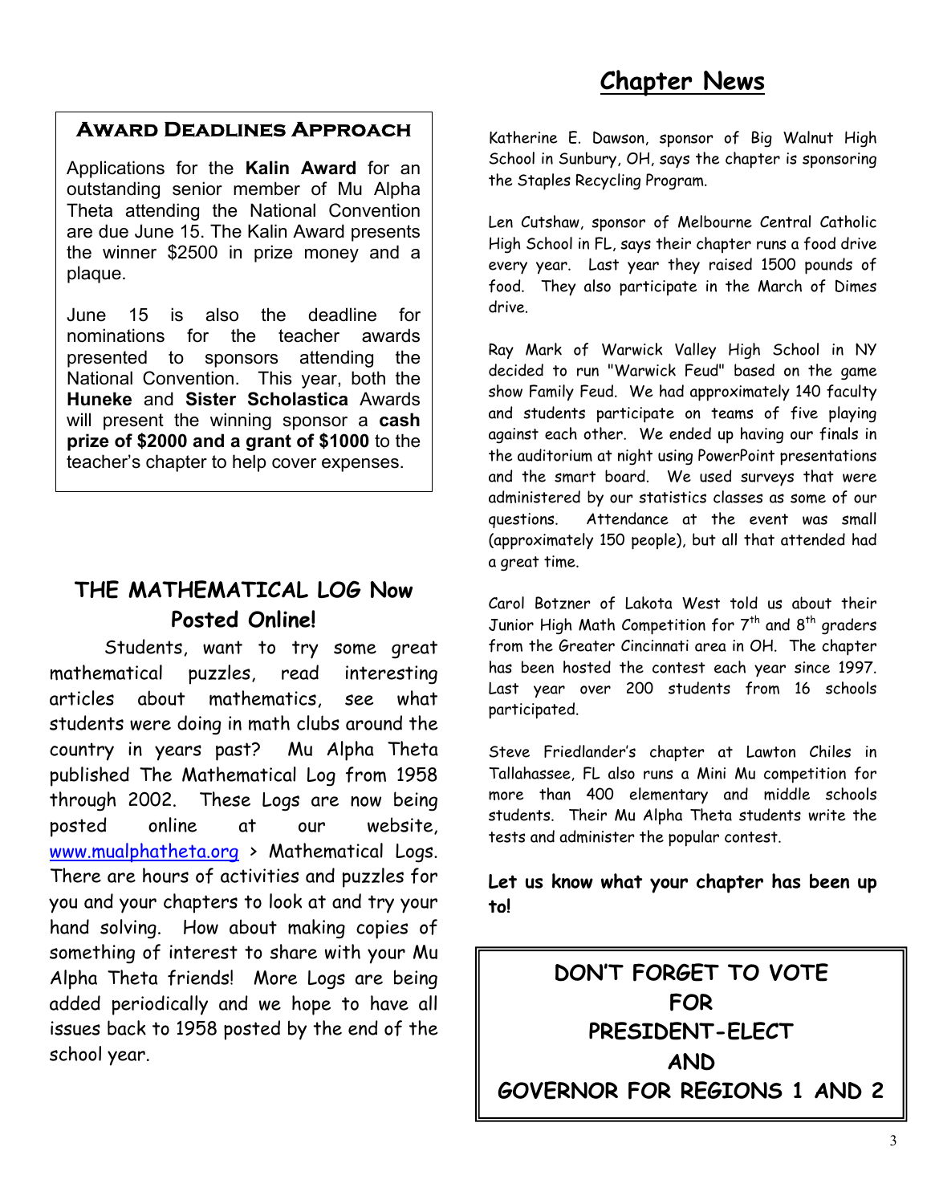## Award Deadlines Approach

Applications for the **Kalin Award** for an outstanding senior member of Mu Alpha Theta attending the National Convention are due June 15. The Kalin Award presents the winner $2500 in prize money and a plaque.

June 15 is also the deadline for nominations for the teacher awards presented to sponsors attending the National Convention. This year, both the **Huneke** and **Sister Scholastica** Awards will present the winning sponsor a **cash prize of $2000 and a grant of $1000** to the teacher's chapter to help cover expenses.

## THE MATHEMATICAL LOG Now Posted Online!

Students, want to try some great mathematical puzzles, read interesting articles about mathematics, see what students were doing in math clubs around the country in years past? Mu Alpha Theta published The Mathematical Log from 1958 through 2002. These Logs are now being posted online at our website, www.mualphatheta.org > Mathematical Logs. There are hours of activities and puzzles for you and your chapters to look at and try your hand solving. How about making copies of something of interest to share with your Mu Alpha Theta friends! More Logs are being added periodically and we hope to have all issues back to 1958 posted by the end of the school year.

## Chapter News

Katherine E. Dawson, sponsor of Big Walnut High School in Sunbury, OH, says the chapter is sponsoring the Staples Recycling Program.

Len Cutshaw, sponsor of Melbourne Central Catholic High School in FL, says their chapter runs a food drive every year. Last year they raised 1500 pounds of food. They also participate in the March of Dimes drive.

Ray Mark of Warwick Valley High School in NY decided to run "Warwick Feud" based on the game show Family Feud. We had approximately 140 faculty and students participate on teams of five playing against each other. We ended up having our finals in the auditorium at night using PowerPoint presentations and the smart board. We used surveys that were administered by our statistics classes as some of our questions. Attendance at the event was small (approximately 150 people), but all that attended had a great time.

Carol Botzner of Lakota West told us about their Junior High Math Competition for 7th and 8th graders from the Greater Cincinnati area in OH. The chapter has been hosted the contest each year since 1997. Last year over 200 students from 16 schools participated.

Steve Friedlander's chapter at Lawton Chiles in Tallahassee, FL also runs a Mini Mu competition for more than 400 elementary and middle schools students. Their Mu Alpha Theta students write the tests and administer the popular contest.

**Let us know what your chapter has been up to!**

**DON'T FORGET TO VOTE FOR PRESIDENT-ELECT AND GOVERNOR FOR REGIONS 1 AND 2**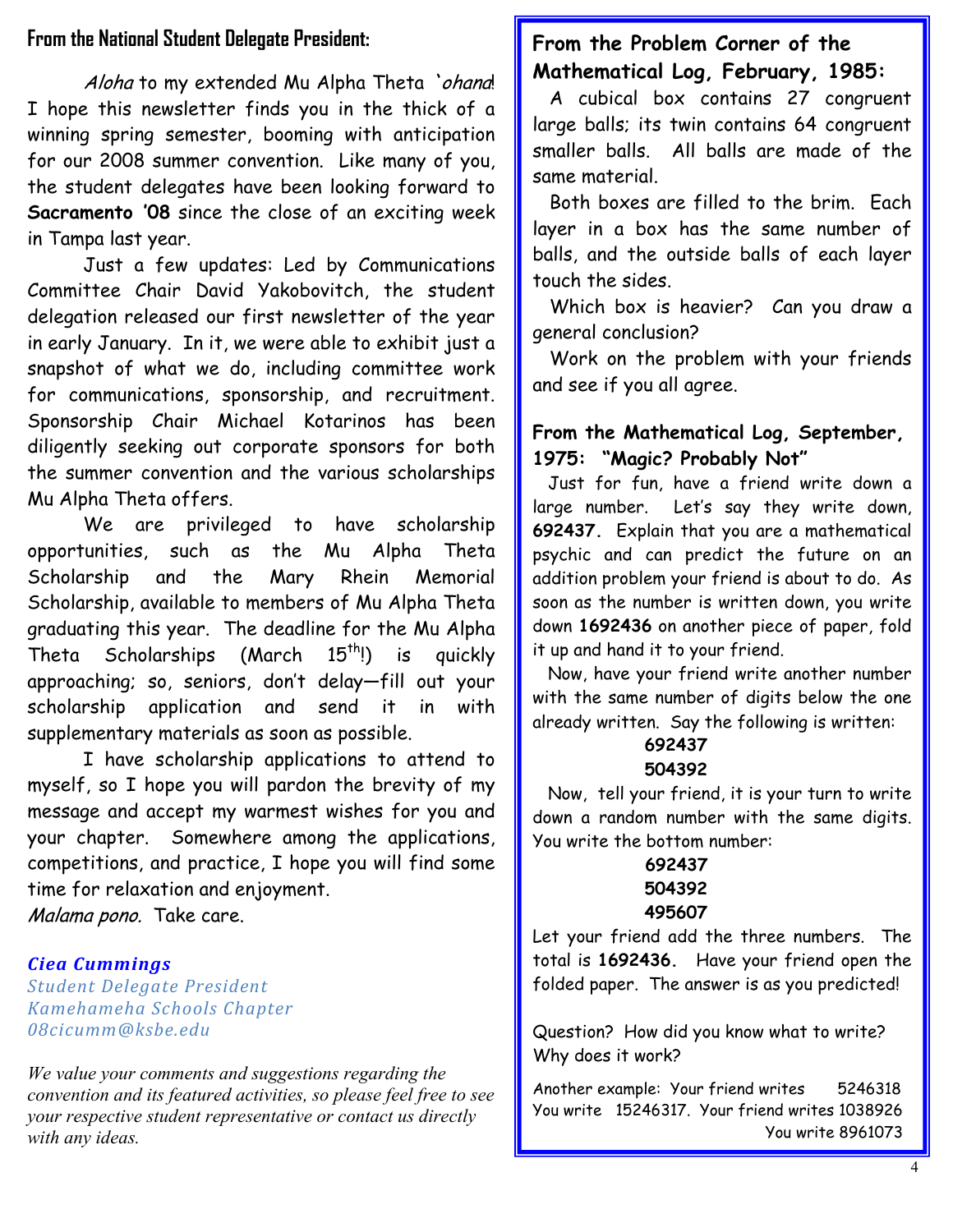## From the National Student Delegate President:

*Aloha* to my extended Mu Alpha Theta *'ohana*! I hope this newsletter finds you in the thick of a winning spring semester, booming with anticipation for our 2008 summer convention. Like many of you, the student delegates have been looking forward to **Sacramento '08** since the close of an exciting week in Tampa last year.

Just a few updates: Led by Communications Committee Chair David Yakobovitch, the student delegation released our first newsletter of the year in early January. In it, we were able to exhibit just a snapshot of what we do, including committee work for communications, sponsorship, and recruitment. Sponsorship Chair Michael Kotarinos has been diligently seeking out corporate sponsors for both the summer convention and the various scholarships Mu Alpha Theta offers.

We are privileged to have scholarship opportunities, such as the Mu Alpha Theta Scholarship and the Mary Rhein Memorial Scholarship, available to members of Mu Alpha Theta graduating this year. The deadline for the Mu Alpha Theta Scholarships (March 15th!) is quickly approaching; so, seniors, don't delay—fill out your scholarship application and send it in with supplementary materials as soon as possible.

I have scholarship applications to attend to myself, so I hope you will pardon the brevity of my message and accept my warmest wishes for you and your chapter. Somewhere among the applications, competitions, and practice, I hope you will find some time for relaxation and enjoyment.

*Malama pono.* Take care.

***Ciea Cummings***
*Student Delegate President*
*Kamehameha Schools Chapter*
*08cicumm@ksbe.edu*

*We value your comments and suggestions regarding the convention and its featured activities, so please feel free to see your respective student representative or contact us directly with any ideas.*

### From the Problem Corner of the Mathematical Log, February, 1985:

A cubical box contains 27 congruent large balls; its twin contains 64 congruent smaller balls. All balls are made of the same material.

Both boxes are filled to the brim. Each layer in a box has the same number of balls, and the outside balls of each layer touch the sides.

Which box is heavier? Can you draw a general conclusion?

Work on the problem with your friends and see if you all agree.

### From the Mathematical Log, September, 1975: "Magic? Probably Not"

Just for fun, have a friend write down a large number. Let's say they write down, **692437.** Explain that you are a mathematical psychic and can predict the future on an addition problem your friend is about to do. As soon as the number is written down, you write down **1692436** on another piece of paper, fold it up and hand it to your friend.

Now, have your friend write another number with the same number of digits below the one already written. Say the following is written:

**692437**
**504392**

Now, tell your friend, it is your turn to write down a random number with the same digits. You write the bottom number:

**692437**
**504392**
**495607**

Let your friend add the three numbers. The total is **1692436.** Have your friend open the folded paper. The answer is as you predicted!

Question? How did you know what to write? Why does it work?

Another example: Your friend writes 5246318
You write 15246317. Your friend writes 1038926
You write 8961073